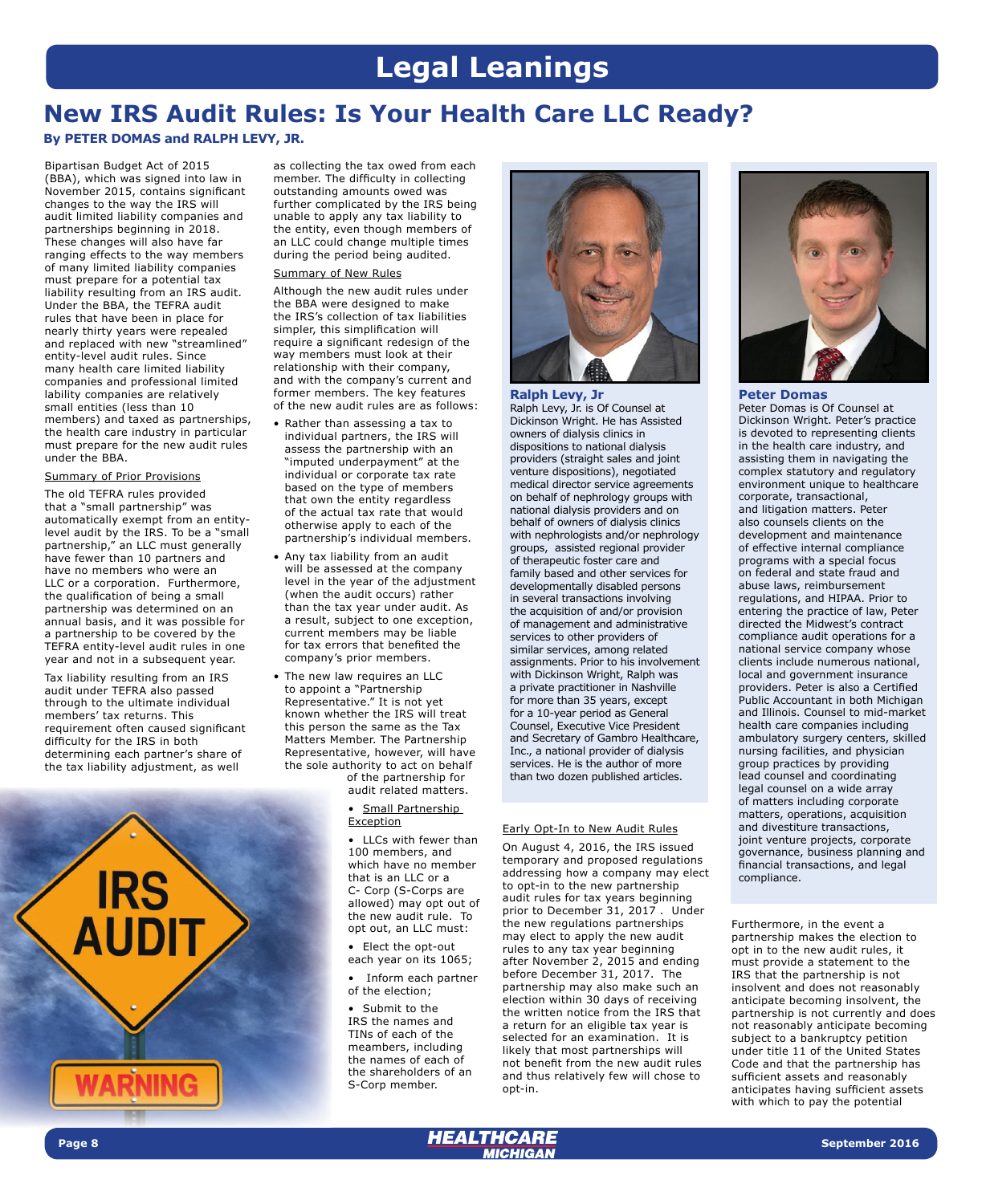# Legal Leanings

## New IRS Audit Rules: Is Your Health Care LLC Ready?

**By PETER DOMAS and RALPH LEVY, JR.**

Bipartisan Budget Act of 2015 (BBA), which was signed into law in November 2015, contains significant changes to the way the IRS will audit limited liability companies and partnerships beginning in 2018. These changes will also have far ranging effects to the way members of many limited liability companies must prepare for a potential tax liability resulting from an IRS audit. Under the BBA, the TEFRA audit rules that have been in place for nearly thirty years were repealed and replaced with new "streamlined" entity-level audit rules. Since many health care limited liability companies and professional limited lability companies are relatively small entities (less than 10 members) and taxed as partnerships, the health care industry in particular must prepare for the new audit rules under the BBA.

Summary of Prior Provisions

The old TEFRA rules provided that a "small partnership" was automatically exempt from an entity-level audit by the IRS. To be a "small partnership," an LLC must generally have fewer than 10 partners and have no members who were an LLC or a corporation. Furthermore, the qualification of being a small partnership was determined on an annual basis, and it was possible for a partnership to be covered by the TEFRA entity-level audit rules in one year and not in a subsequent year.

Tax liability resulting from an IRS audit under TEFRA also passed through to the ultimate individual members' tax returns. This requirement often caused significant difficulty for the IRS in both determining each partner's share of the tax liability adjustment, as well as collecting the tax owed from each member. The difficulty in collecting outstanding amounts owed was further complicated by the IRS being unable to apply any tax liability to the entity, even though members of an LLC could change multiple times during the period being audited.

Summary of New Rules

Although the new audit rules under the BBA were designed to make the IRS's collection of tax liabilities simpler, this simplification will require a significant redesign of the way members must look at their relationship with their company, and with the company's current and former members. The key features of the new audit rules are as follows:

- Rather than assessing a tax to individual partners, the IRS will assess the partnership with an "imputed underpayment" at the individual or corporate tax rate based on the type of members that own the entity regardless of the actual tax rate that would otherwise apply to each of the partnership's individual members.
- Any tax liability from an audit will be assessed at the company level in the year of the adjustment (when the audit occurs) rather than the tax year under audit. As a result, subject to one exception, current members may be liable for tax errors that benefited the company's prior members.
- The new law requires an LLC to appoint a "Partnership Representative." It is not yet known whether the IRS will treat this person the same as the Tax Matters Member. The Partnership Representative, however, will have the sole authority to act on behalf of the partnership for audit related matters.
- Small Partnership Exception
- LLCs with fewer than 100 members, and which have no member that is an LLC or a C- Corp (S-Corps are allowed) may opt out of the new audit rule. To opt out, an LLC must:
- Elect the opt-out each year on its 1065;
- Inform each partner of the election;
- Submit to the IRS the names and TINs of each of the meambers, including the names of each of the shareholders of an S-Corp member.

**Ralph Levy, Jr**
Ralph Levy, Jr. is Of Counsel at Dickinson Wright. He has Assisted owners of dialysis clinics in dispositions to national dialysis providers (straight sales and joint venture dispositions), negotiated medical director service agreements on behalf of nephrology groups with national dialysis providers and on behalf of owners of dialysis clinics with nephrologists and/or nephrology groups, assisted regional provider of therapeutic foster care and family based and other services for developmentally disabled persons in several transactions involving the acquisition of and/or provision of management and administrative services to other providers of similar services, among related assignments. Prior to his involvement with Dickinson Wright, Ralph was a private practitioner in Nashville for more than 35 years, except for a 10-year period as General Counsel, Executive Vice President and Secretary of Gambro Healthcare, Inc., a national provider of dialysis services. He is the author of more than two dozen published articles.

**Peter Domas**
Peter Domas is Of Counsel at Dickinson Wright. Peter's practice is devoted to representing clients in the health care industry, and assisting them in navigating the complex statutory and regulatory environment unique to healthcare corporate, transactional, and litigation matters. Peter also counsels clients on the development and maintenance of effective internal compliance programs with a special focus on federal and state fraud and abuse laws, reimbursement regulations, and HIPAA. Prior to entering the practice of law, Peter directed the Midwest's contract compliance audit operations for a national service company whose clients include numerous national, local and government insurance providers. Peter is also a Certified Public Accountant in both Michigan and Illinois. Counsel to mid-market health care companies including ambulatory surgery centers, skilled nursing facilities, and physician group practices by providing lead counsel and coordinating legal counsel on a wide array of matters including corporate matters, operations, acquisition and divestiture transactions, joint venture projects, corporate governance, business planning and financial transactions, and legal compliance.

Early Opt-In to New Audit Rules

On August 4, 2016, the IRS issued temporary and proposed regulations addressing how a company may elect to opt-in to the new partnership audit rules for tax years beginning prior to December 31, 2017 . Under the new regulations partnerships may elect to apply the new audit rules to any tax year beginning after November 2, 2015 and ending before December 31, 2017. The partnership may also make such an election within 30 days of receiving the written notice from the IRS that a return for an eligible tax year is selected for an examination. It is likely that most partnerships will not benefit from the new audit rules and thus relatively few will chose to opt-in.

Furthermore, in the event a partnership makes the election to opt in to the new audit rules, it must provide a statement to the IRS that the partnership is not insolvent and does not reasonably anticipate becoming insolvent, the partnership is not currently and does not reasonably anticipate becoming subject to a bankruptcy petition under title 11 of the United States Code and that the partnership has sufficient assets and reasonably anticipates having sufficient assets with which to pay the potential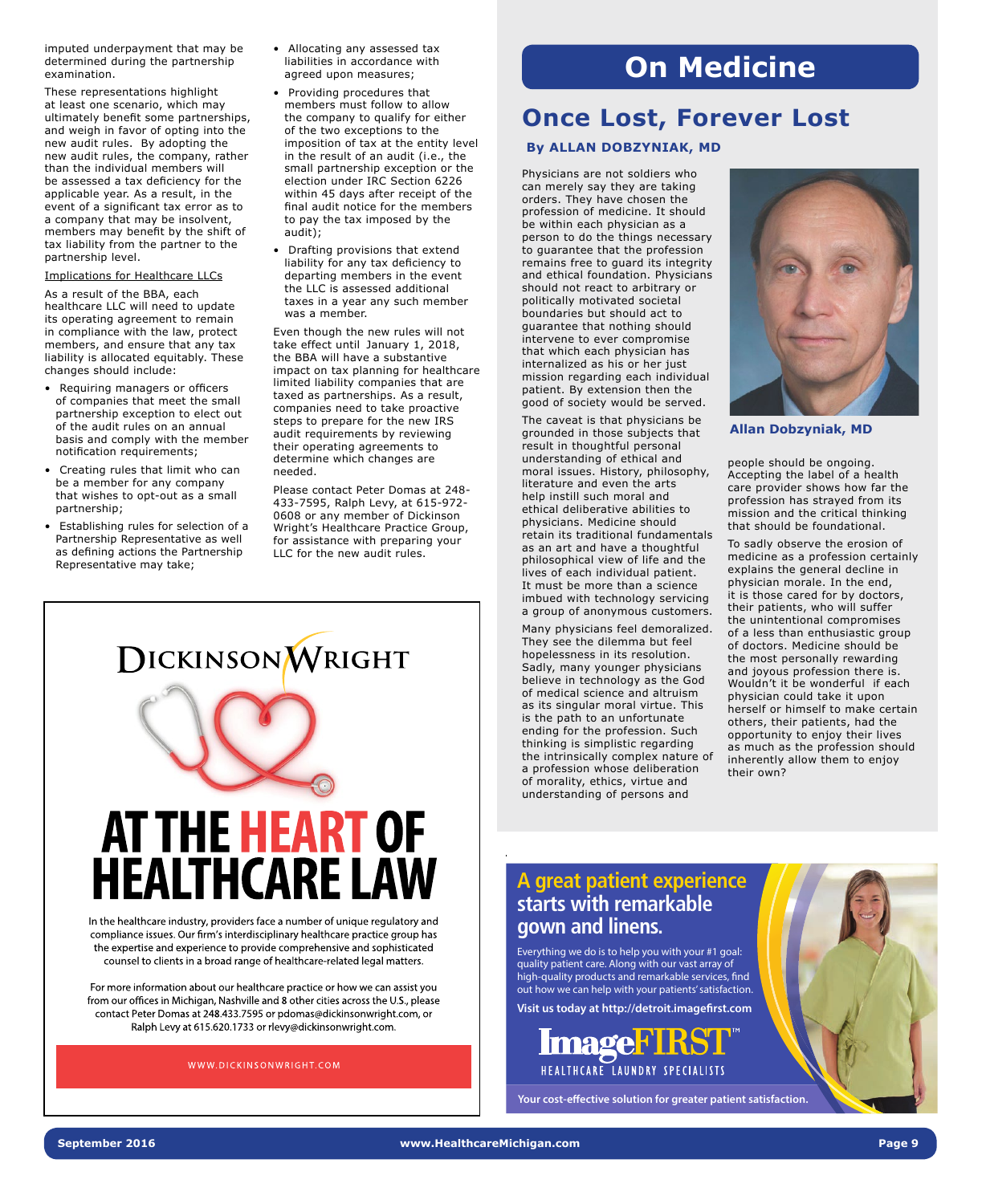imputed underpayment that may be determined during the partnership examination.

These representations highlight at least one scenario, which may ultimately benefit some partnerships, and weigh in favor of opting into the new audit rules. By adopting the new audit rules, the company, rather than the individual members will be assessed a tax deficiency for the applicable year. As a result, in the event of a significant tax error as to a company that may be insolvent, members may benefit by the shift of tax liability from the partner to the partnership level.

Implications for Healthcare LLCs

As a result of the BBA, each healthcare LLC will need to update its operating agreement to remain in compliance with the law, protect members, and ensure that any tax liability is allocated equitably. These changes should include:

- Requiring managers or officers of companies that meet the small partnership exception to elect out of the audit rules on an annual basis and comply with the member notification requirements;
- Creating rules that limit who can be a member for any company that wishes to opt-out as a small partnership;
- Establishing rules for selection of a Partnership Representative as well as defining actions the Partnership Representative may take;
- Allocating any assessed tax liabilities in accordance with agreed upon measures;
- Providing procedures that members must follow to allow the company to qualify for either of the two exceptions to the imposition of tax at the entity level in the result of an audit (i.e., the small partnership exception or the election under IRC Section 6226 within 45 days after receipt of the final audit notice for the members to pay the tax imposed by the audit);
- Drafting provisions that extend liability for any tax deficiency to departing members in the event the LLC is assessed additional taxes in a year any such member was a member.

Even though the new rules will not take effect until January 1, 2018, the BBA will have a substantive impact on tax planning for healthcare limited liability companies that are taxed as partnerships. As a result, companies need to take proactive steps to prepare for the new IRS audit requirements by reviewing their operating agreements to determine which changes are needed.

Please contact Peter Domas at 248-433-7595, Ralph Levy, at 615-972-0608 or any member of Dickinson Wright's Healthcare Practice Group, for assistance with preparing your LLC for the new audit rules.

DICKINSON WRIGHT

# AT THE HEART OF HEALTHCARE LAW

In the healthcare industry, providers face a number of unique regulatory and compliance issues. Our firm's interdisciplinary healthcare practice group has the expertise and experience to provide comprehensive and sophisticated counsel to clients in a broad range of healthcare-related legal matters.

For more information about our healthcare practice or how we can assist you from our offices in Michigan, Nashville and 8 other cities across the U.S., please contact Peter Domas at 248.433.7595 or pdomas@dickinsonwright.com, or Ralph Levy at 615.620.1733 or rlevy@dickinsonwright.com.

WWW.DICKINSONWRIGHT.COM

# On Medicine

## Once Lost, Forever Lost

**By ALLAN DOBZYNIAK, MD**

Physicians are not soldiers who can merely say they are taking orders. They have chosen the profession of medicine. It should be within each physician as a person to do the things necessary to guarantee that the profession remains free to guard its integrity and ethical foundation. Physicians should not react to arbitrary or politically motivated societal boundaries but should act to guarantee that nothing should intervene to ever compromise that which each physician has internalized as his or her just mission regarding each individual patient. By extension then the good of society would be served.

The caveat is that physicians be grounded in those subjects that result in thoughtful personal understanding of ethical and moral issues. History, philosophy, literature and even the arts help instill such moral and ethical deliberative abilities to physicians. Medicine should retain its traditional fundamentals as an art and have a thoughtful philosophical view of life and the lives of each individual patient. It must be more than a science imbued with technology servicing a group of anonymous customers.

Many physicians feel demoralized. They see the dilemma but feel hopelessness in its resolution. Sadly, many younger physicians believe in technology as the God of medical science and altruism as its singular moral virtue. This is the path to an unfortunate ending for the profession. Such thinking is simplistic regarding the intrinsically complex nature of a profession whose deliberation of morality, ethics, virtue and understanding of persons and people should be ongoing. Accepting the label of a health care provider shows how far the profession has strayed from its mission and the critical thinking that should be foundational.

Allan Dobzyniak, MD

To sadly observe the erosion of medicine as a profession certainly explains the general decline in physician morale. In the end, it is those cared for by doctors, their patients, who will suffer the unintentional compromises of a less than enthusiastic group of doctors. Medicine should be the most personally rewarding and joyous profession there is. Wouldn't it be wonderful if each physician could take it upon herself or himself to make certain others, their patients, had the opportunity to enjoy their lives as much as the profession should inherently allow them to enjoy their own?

**A great patient experience starts with remarkable gown and linens.**

Everything we do is to help you with your #1 goal: quality patient care. Along with our vast array of high-quality products and remarkable services, find out how we can help with your patients' satisfaction.

Visit us today at http://detroit.imagefirst.com

ImageFIRST™
HEALTHCARE LAUNDRY SPECIALISTS

Your cost-effective solution for greater patient satisfaction.